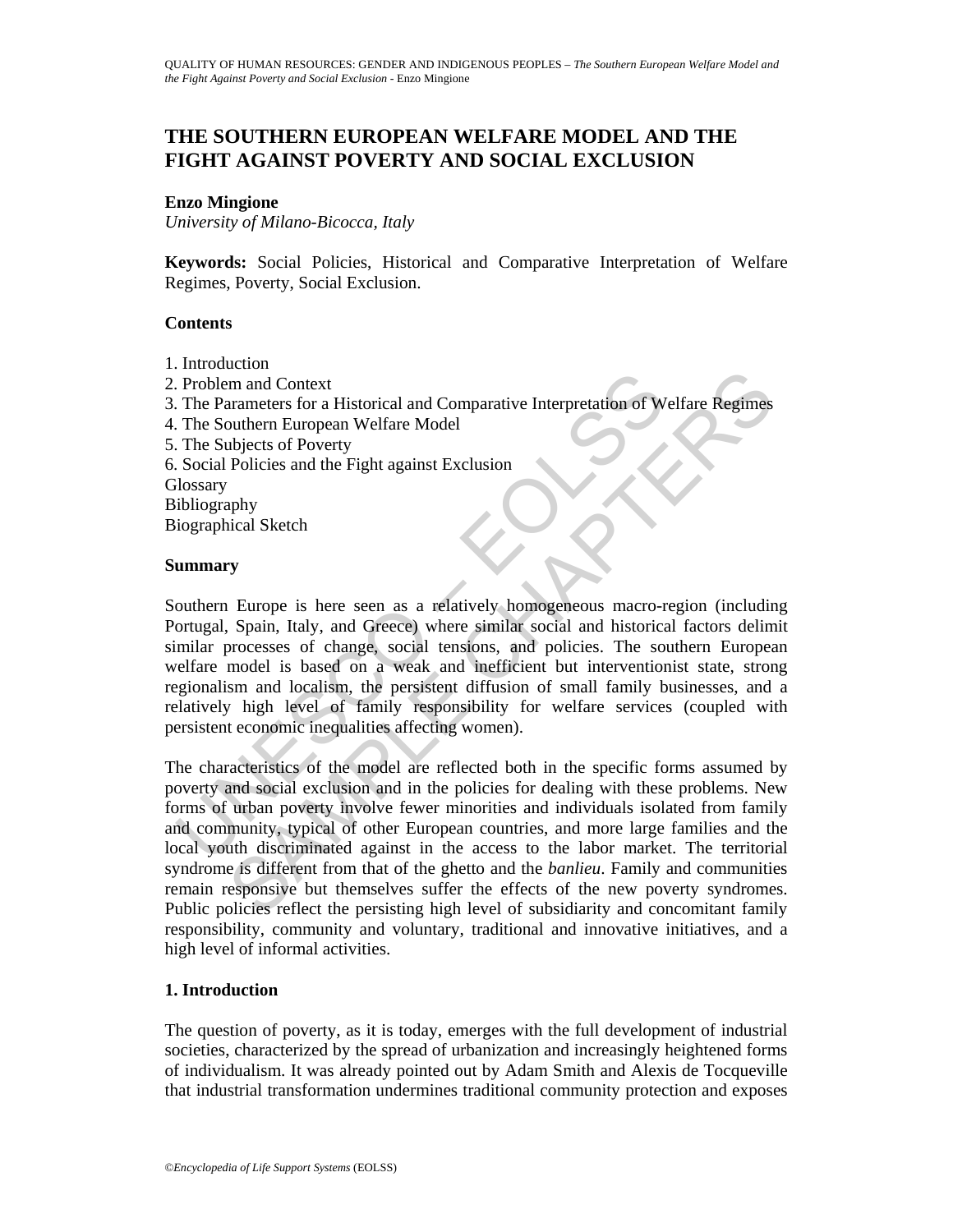# THE SOUTHERN EUROPEAN WELFARE MODEL AND THE FIGHT AGAINST POVERTY AND SOCIAL EXCLUSION

**Enzo Mingione**

*University of Milano-Bicocca, Italy*

**Keywords:** Social Policies, Historical and Comparative Interpretation of Welfare Regimes, Poverty, Social Exclusion.

## Contents

1. Introduction
2. Problem and Context
3. The Parameters for a Historical and Comparative Interpretation of Welfare Regimes
4. The Southern European Welfare Model
5. The Subjects of Poverty
6. Social Policies and the Fight against Exclusion

Glossary
Bibliography
Biographical Sketch

## Summary

Southern Europe is here seen as a relatively homogeneous macro-region (including Portugal, Spain, Italy, and Greece) where similar social and historical factors delimit similar processes of change, social tensions, and policies. The southern European welfare model is based on a weak and inefficient but interventionist state, strong regionalism and localism, the persistent diffusion of small family businesses, and a relatively high level of family responsibility for welfare services (coupled with persistent economic inequalities affecting women).

The characteristics of the model are reflected both in the specific forms assumed by poverty and social exclusion and in the policies for dealing with these problems. New forms of urban poverty involve fewer minorities and individuals isolated from family and community, typical of other European countries, and more large families and the local youth discriminated against in the access to the labor market. The territorial syndrome is different from that of the ghetto and the *banlieu*. Family and communities remain responsive but themselves suffer the effects of the new poverty syndromes. Public policies reflect the persisting high level of subsidiarity and concomitant family responsibility, community and voluntary, traditional and innovative initiatives, and a high level of informal activities.

## 1. Introduction

The question of poverty, as it is today, emerges with the full development of industrial societies, characterized by the spread of urbanization and increasingly heightened forms of individualism. It was already pointed out by Adam Smith and Alexis de Tocqueville that industrial transformation undermines traditional community protection and exposes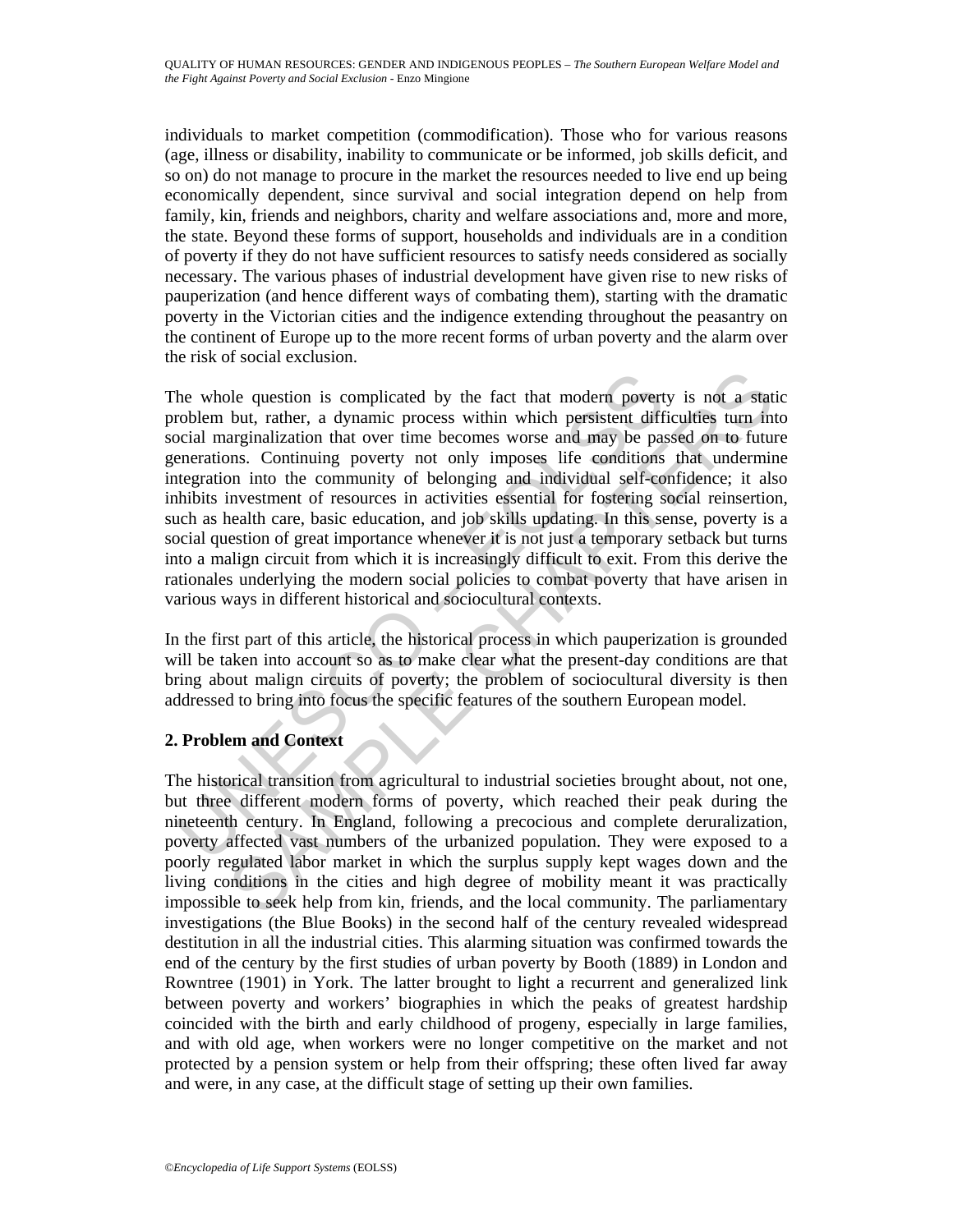individuals to market competition (commodification). Those who for various reasons (age, illness or disability, inability to communicate or be informed, job skills deficit, and so on) do not manage to procure in the market the resources needed to live end up being economically dependent, since survival and social integration depend on help from family, kin, friends and neighbors, charity and welfare associations and, more and more, the state. Beyond these forms of support, households and individuals are in a condition of poverty if they do not have sufficient resources to satisfy needs considered as socially necessary. The various phases of industrial development have given rise to new risks of pauperization (and hence different ways of combating them), starting with the dramatic poverty in the Victorian cities and the indigence extending throughout the peasantry on the continent of Europe up to the more recent forms of urban poverty and the alarm over the risk of social exclusion.

The whole question is complicated by the fact that modern poverty is not a static problem but, rather, a dynamic process within which persistent difficulties turn into social marginalization that over time becomes worse and may be passed on to future generations. Continuing poverty not only imposes life conditions that undermine integration into the community of belonging and individual self-confidence; it also inhibits investment of resources in activities essential for fostering social reinsertion, such as health care, basic education, and job skills updating. In this sense, poverty is a social question of great importance whenever it is not just a temporary setback but turns into a malign circuit from which it is increasingly difficult to exit. From this derive the rationales underlying the modern social policies to combat poverty that have arisen in various ways in different historical and sociocultural contexts.

In the first part of this article, the historical process in which pauperization is grounded will be taken into account so as to make clear what the present-day conditions are that bring about malign circuits of poverty; the problem of sociocultural diversity is then addressed to bring into focus the specific features of the southern European model.

## 2. Problem and Context

The historical transition from agricultural to industrial societies brought about, not one, but three different modern forms of poverty, which reached their peak during the nineteenth century. In England, following a precocious and complete deruralization, poverty affected vast numbers of the urbanized population. They were exposed to a poorly regulated labor market in which the surplus supply kept wages down and the living conditions in the cities and high degree of mobility meant it was practically impossible to seek help from kin, friends, and the local community. The parliamentary investigations (the Blue Books) in the second half of the century revealed widespread destitution in all the industrial cities. This alarming situation was confirmed towards the end of the century by the first studies of urban poverty by Booth (1889) in London and Rowntree (1901) in York. The latter brought to light a recurrent and generalized link between poverty and workers' biographies in which the peaks of greatest hardship coincided with the birth and early childhood of progeny, especially in large families, and with old age, when workers were no longer competitive on the market and not protected by a pension system or help from their offspring; these often lived far away and were, in any case, at the difficult stage of setting up their own families.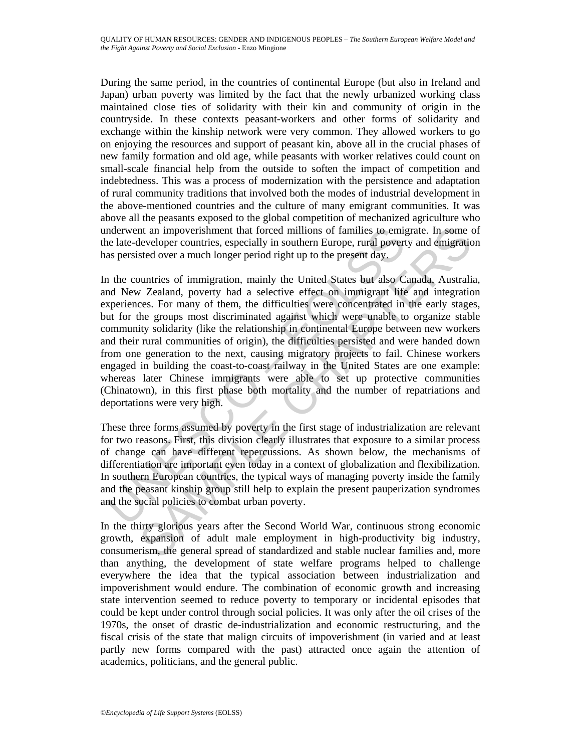During the same period, in the countries of continental Europe (but also in Ireland and Japan) urban poverty was limited by the fact that the newly urbanized working class maintained close ties of solidarity with their kin and community of origin in the countryside. In these contexts peasant-workers and other forms of solidarity and exchange within the kinship network were very common. They allowed workers to go on enjoying the resources and support of peasant kin, above all in the crucial phases of new family formation and old age, while peasants with worker relatives could count on small-scale financial help from the outside to soften the impact of competition and indebtedness. This was a process of modernization with the persistence and adaptation of rural community traditions that involved both the modes of industrial development in the above-mentioned countries and the culture of many emigrant communities. It was above all the peasants exposed to the global competition of mechanized agriculture who underwent an impoverishment that forced millions of families to emigrate. In some of the late-developer countries, especially in southern Europe, rural poverty and emigration has persisted over a much longer period right up to the present day.

In the countries of immigration, mainly the United States but also Canada, Australia, and New Zealand, poverty had a selective effect on immigrant life and integration experiences. For many of them, the difficulties were concentrated in the early stages, but for the groups most discriminated against which were unable to organize stable community solidarity (like the relationship in continental Europe between new workers and their rural communities of origin), the difficulties persisted and were handed down from one generation to the next, causing migratory projects to fail. Chinese workers engaged in building the coast-to-coast railway in the United States are one example: whereas later Chinese immigrants were able to set up protective communities (Chinatown), in this first phase both mortality and the number of repatriations and deportations were very high.

These three forms assumed by poverty in the first stage of industrialization are relevant for two reasons. First, this division clearly illustrates that exposure to a similar process of change can have different repercussions. As shown below, the mechanisms of differentiation are important even today in a context of globalization and flexibilization. In southern European countries, the typical ways of managing poverty inside the family and the peasant kinship group still help to explain the present pauperization syndromes and the social policies to combat urban poverty.

In the thirty glorious years after the Second World War, continuous strong economic growth, expansion of adult male employment in high-productivity big industry, consumerism, the general spread of standardized and stable nuclear families and, more than anything, the development of state welfare programs helped to challenge everywhere the idea that the typical association between industrialization and impoverishment would endure. The combination of economic growth and increasing state intervention seemed to reduce poverty to temporary or incidental episodes that could be kept under control through social policies. It was only after the oil crises of the 1970s, the onset of drastic de-industrialization and economic restructuring, and the fiscal crisis of the state that malign circuits of impoverishment (in varied and at least partly new forms compared with the past) attracted once again the attention of academics, politicians, and the general public.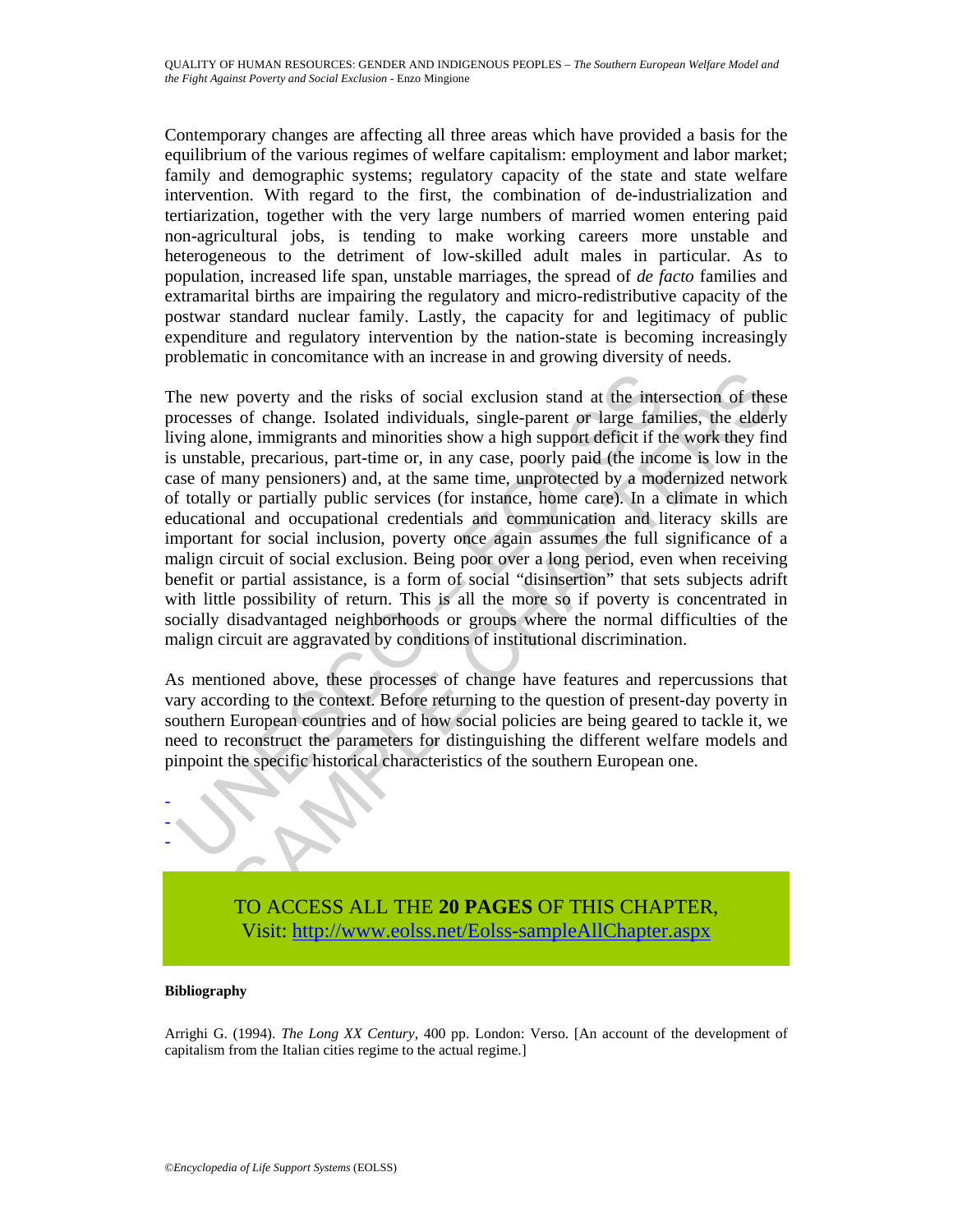Contemporary changes are affecting all three areas which have provided a basis for the equilibrium of the various regimes of welfare capitalism: employment and labor market; family and demographic systems; regulatory capacity of the state and state welfare intervention. With regard to the first, the combination of de-industrialization and tertiarization, together with the very large numbers of married women entering paid non-agricultural jobs, is tending to make working careers more unstable and heterogeneous to the detriment of low-skilled adult males in particular. As to population, increased life span, unstable marriages, the spread of *de facto* families and extramarital births are impairing the regulatory and micro-redistributive capacity of the postwar standard nuclear family. Lastly, the capacity for and legitimacy of public expenditure and regulatory intervention by the nation-state is becoming increasingly problematic in concomitance with an increase in and growing diversity of needs.

The new poverty and the risks of social exclusion stand at the intersection of these processes of change. Isolated individuals, single-parent or large families, the elderly living alone, immigrants and minorities show a high support deficit if the work they find is unstable, precarious, part-time or, in any case, poorly paid (the income is low in the case of many pensioners) and, at the same time, unprotected by a modernized network of totally or partially public services (for instance, home care). In a climate in which educational and occupational credentials and communication and literacy skills are important for social inclusion, poverty once again assumes the full significance of a malign circuit of social exclusion. Being poor over a long period, even when receiving benefit or partial assistance, is a form of social "disinsertion" that sets subjects adrift with little possibility of return. This is all the more so if poverty is concentrated in socially disadvantaged neighborhoods or groups where the normal difficulties of the malign circuit are aggravated by conditions of institutional discrimination.

As mentioned above, these processes of change have features and repercussions that vary according to the context. Before returning to the question of present-day poverty in southern European countries and of how social policies are being geared to tackle it, we need to reconstruct the parameters for distinguishing the different welfare models and pinpoint the specific historical characteristics of the southern European one.

-
-
-

TO ACCESS ALL THE **20 PAGES** OF THIS CHAPTER,
Visit: http://www.eolss.net/Eolss-sampleAllChapter.aspx

**Bibliography**

Arrighi G. (1994). *The Long XX Century*, 400 pp. London: Verso. [An account of the development of capitalism from the Italian cities regime to the actual regime.]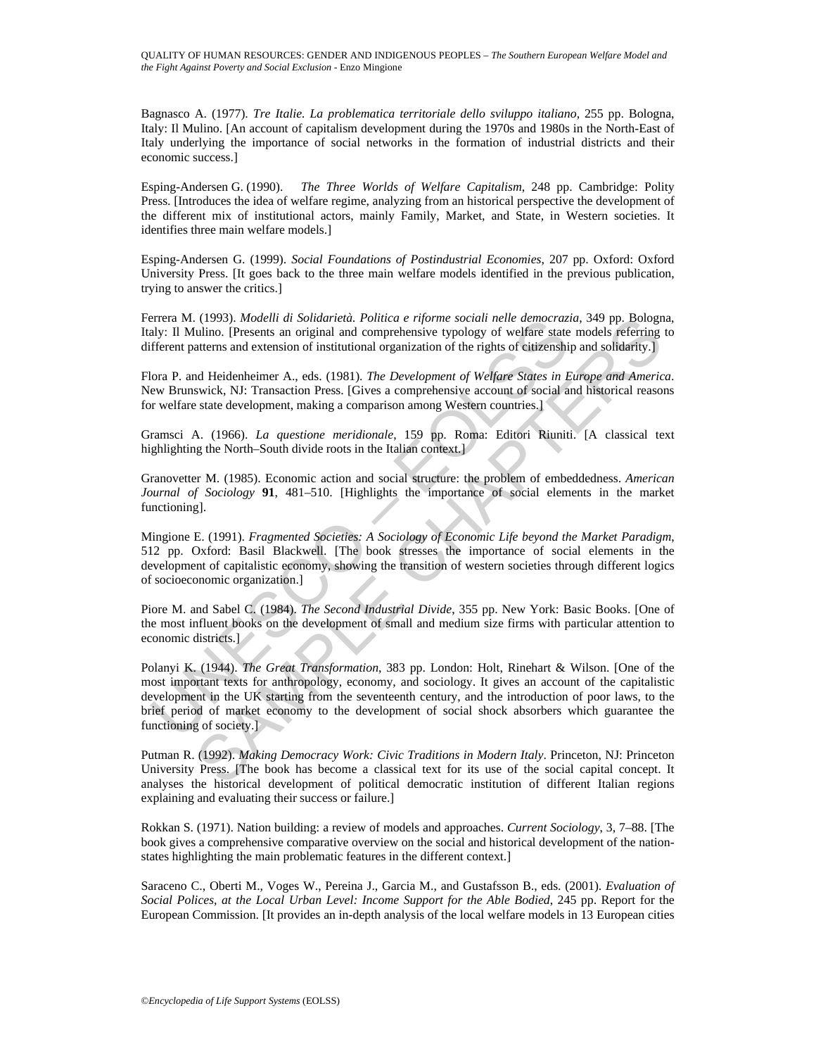Bagnasco A. (1977). *Tre Italie. La problematica territoriale dello sviluppo italiano*, 255 pp. Bologna, Italy: Il Mulino. [An account of capitalism development during the 1970s and 1980s in the North-East of Italy underlying the importance of social networks in the formation of industrial districts and their economic success.]

Esping-Andersen G. (1990). *The Three Worlds of Welfare Capitalism*, 248 pp. Cambridge: Polity Press. [Introduces the idea of welfare regime, analyzing from an historical perspective the development of the different mix of institutional actors, mainly Family, Market, and State, in Western societies. It identifies three main welfare models.]

Esping-Andersen G. (1999). *Social Foundations of Postindustrial Economies*, 207 pp. Oxford: Oxford University Press. [It goes back to the three main welfare models identified in the previous publication, trying to answer the critics.]

Ferrera M. (1993). *Modelli di Solidarietà. Politica e riforme sociali nelle democrazia*, 349 pp. Bologna, Italy: Il Mulino. [Presents an original and comprehensive typology of welfare state models referring to different patterns and extension of institutional organization of the rights of citizenship and solidarity.]

Flora P. and Heidenheimer A., eds. (1981). *The Development of Welfare States in Europe and America*. New Brunswick, NJ: Transaction Press. [Gives a comprehensive account of social and historical reasons for welfare state development, making a comparison among Western countries.]

Gramsci A. (1966). *La questione meridionale*, 159 pp. Roma: Editori Riuniti. [A classical text highlighting the North–South divide roots in the Italian context.]

Granovetter M. (1985). Economic action and social structure: the problem of embeddedness. *American Journal of Sociology* **91**, 481–510. [Highlights the importance of social elements in the market functioning].

Mingione E. (1991). *Fragmented Societies: A Sociology of Economic Life beyond the Market Paradigm*, 512 pp. Oxford: Basil Blackwell. [The book stresses the importance of social elements in the development of capitalistic economy, showing the transition of western societies through different logics of socioeconomic organization.]

Piore M. and Sabel C. (1984). *The Second Industrial Divide*, 355 pp. New York: Basic Books. [One of the most influent books on the development of small and medium size firms with particular attention to economic districts.]

Polanyi K. (1944). *The Great Transformation*, 383 pp. London: Holt, Rinehart & Wilson. [One of the most important texts for anthropology, economy, and sociology. It gives an account of the capitalistic development in the UK starting from the seventeenth century, and the introduction of poor laws, to the brief period of market economy to the development of social shock absorbers which guarantee the functioning of society.]

Putman R. (1992). *Making Democracy Work: Civic Traditions in Modern Italy*. Princeton, NJ: Princeton University Press. [The book has become a classical text for its use of the social capital concept. It analyses the historical development of political democratic institution of different Italian regions explaining and evaluating their success or failure.]

Rokkan S. (1971). Nation building: a review of models and approaches. *Current Sociology*, 3, 7–88. [The book gives a comprehensive comparative overview on the social and historical development of the nation-states highlighting the main problematic features in the different context.]

Saraceno C., Oberti M., Voges W., Pereina J., Garcia M., and Gustafsson B., eds. (2001). *Evaluation of Social Polices, at the Local Urban Level: Income Support for the Able Bodied*, 245 pp. Report for the European Commission. [It provides an in-depth analysis of the local welfare models in 13 European cities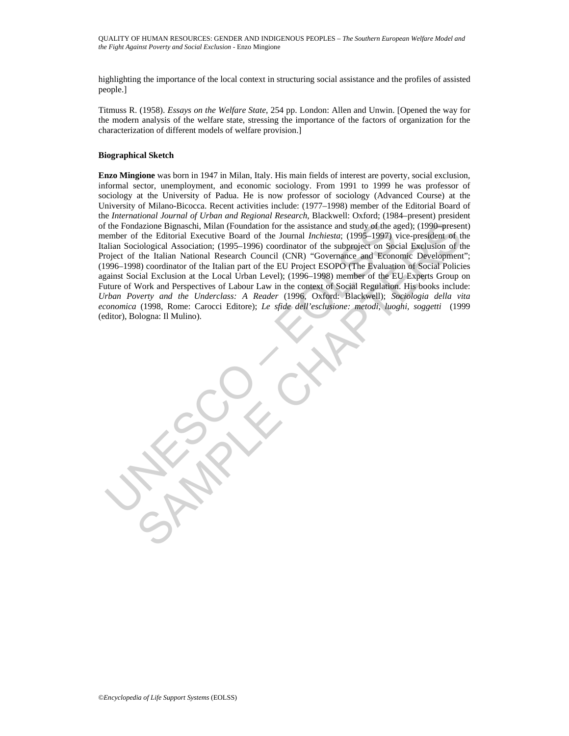highlighting the importance of the local context in structuring social assistance and the profiles of assisted people.]

Titmuss R. (1958). *Essays on the Welfare State*, 254 pp. London: Allen and Unwin. [Opened the way for the modern analysis of the welfare state, stressing the importance of the factors of organization for the characterization of different models of welfare provision.]

**Biographical Sketch**

**Enzo Mingione** was born in 1947 in Milan, Italy. His main fields of interest are poverty, social exclusion, informal sector, unemployment, and economic sociology. From 1991 to 1999 he was professor of sociology at the University of Padua. He is now professor of sociology (Advanced Course) at the University of Milano-Bicocca. Recent activities include: (1977–1998) member of the Editorial Board of the *International Journal of Urban and Regional Research*, Blackwell: Oxford; (1984–present) president of the Fondazione Bignaschi, Milan (Foundation for the assistance and study of the aged); (1990–present) member of the Editorial Executive Board of the Journal *Inchiesta*; (1995–1997) vice-president of the Italian Sociological Association; (1995–1996) coordinator of the subproject on Social Exclusion of the Project of the Italian National Research Council (CNR) "Governance and Economic Development"; (1996–1998) coordinator of the Italian part of the EU Project ESOPO (The Evaluation of Social Policies against Social Exclusion at the Local Urban Level); (1996–1998) member of the EU Experts Group on Future of Work and Perspectives of Labour Law in the context of Social Regulation. His books include: *Urban Poverty and the Underclass: A Reader* (1996, Oxford: Blackwell); *Sociologia della vita economica* (1998, Rome: Carocci Editore); *Le sfide dell'esclusione: metodi, luoghi, soggetti* (1999 (editor), Bologna: Il Mulino).